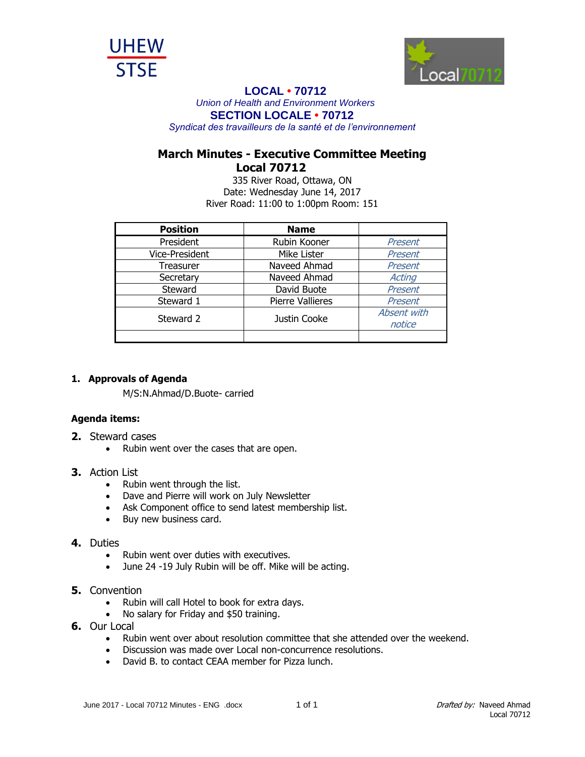UHEW
STSE

Local70712

**LOCAL • 70712**

*Union of Health and Environment Workers*

**SECTION LOCALE • 70712**

*Syndicat des travailleurs de la santé et de l'environnement*

# March Minutes - Executive Committee Meeting
# Local 70712

335 River Road, Ottawa, ON
Date: Wednesday June 14, 2017
River Road: 11:00 to 1:00pm Room: 151

| Position | Name | |
|---|---|---|
| President | Rubin Kooner | *Present* |
| Vice-President | Mike Lister | *Present* |
| Treasurer | Naveed Ahmad | *Present* |
| Secretary | Naveed Ahmad | *Acting* |
| Steward | David Buote | *Present* |
| Steward 1 | Pierre Vallieres | *Present* |
| Steward 2 | Justin Cooke | *Absent with notice* |
| | | |

1. **Approvals of Agenda**

   M/S:N.Ahmad/D.Buote- carried

**Agenda items:**

2. Steward cases
   - Rubin went over the cases that are open.

3. Action List
   - Rubin went through the list.
   - Dave and Pierre will work on July Newsletter
   - Ask Component office to send latest membership list.
   - Buy new business card.

4. Duties
   - Rubin went over duties with executives.
   - June 24 -19 July Rubin will be off. Mike will be acting.

5. Convention
   - Rubin will call Hotel to book for extra days.
   - No salary for Friday and $50 training.

6. Our Local
   - Rubin went over about resolution committee that she attended over the weekend.
   - Discussion was made over Local non-concurrence resolutions.
   - David B. to contact CEAA member for Pizza lunch.

*Drafted by:* Naveed Ahmad
Local 70712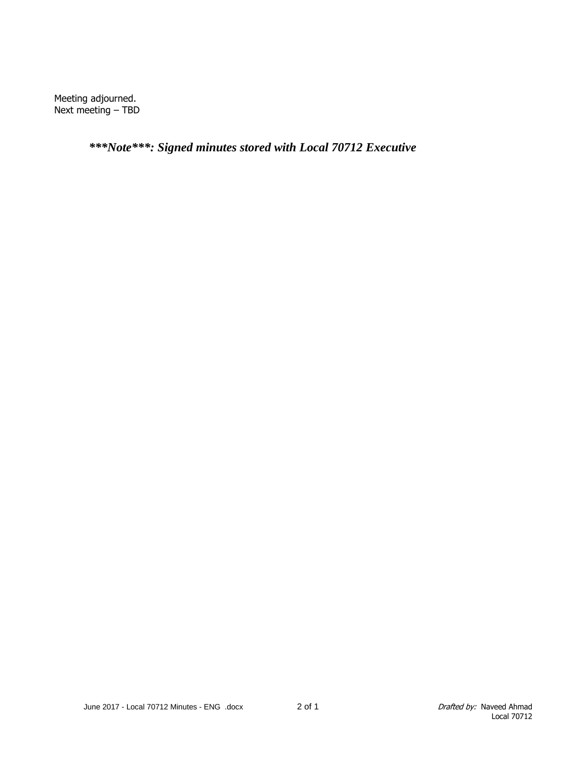Meeting adjourned.
Next meeting – TBD

***Note***: Signed minutes stored with Local 70712 Executive***